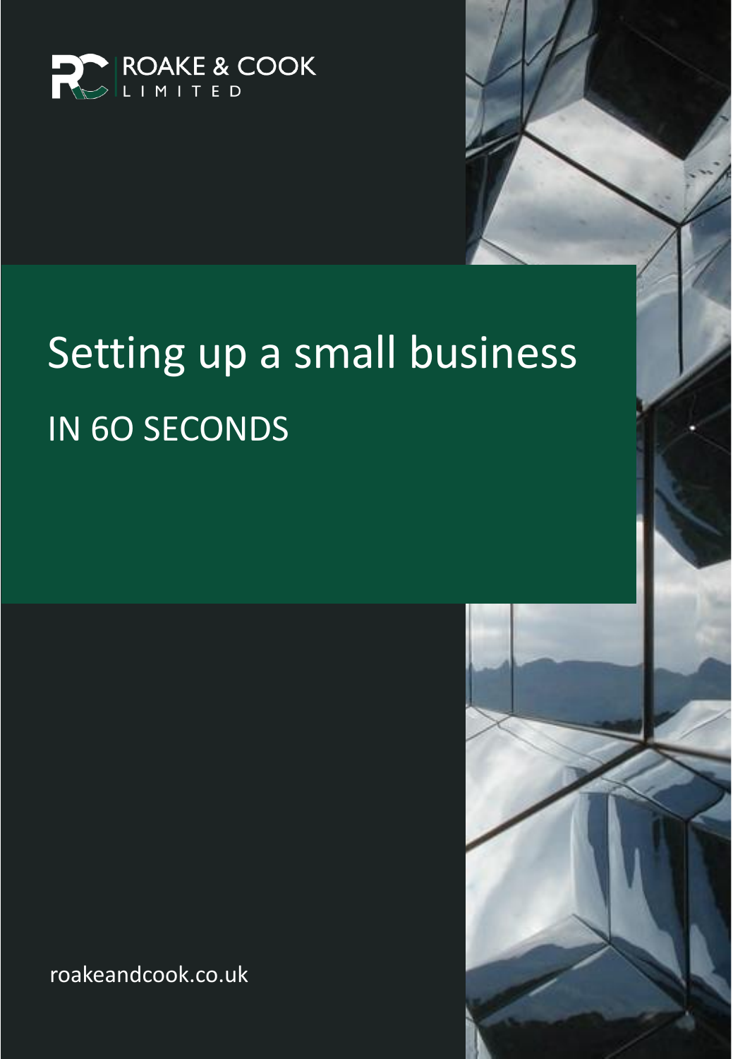ROAKE & COOK
LIMITED

# Setting up a small business

## IN 6O SECONDS

roakeandcook.co.uk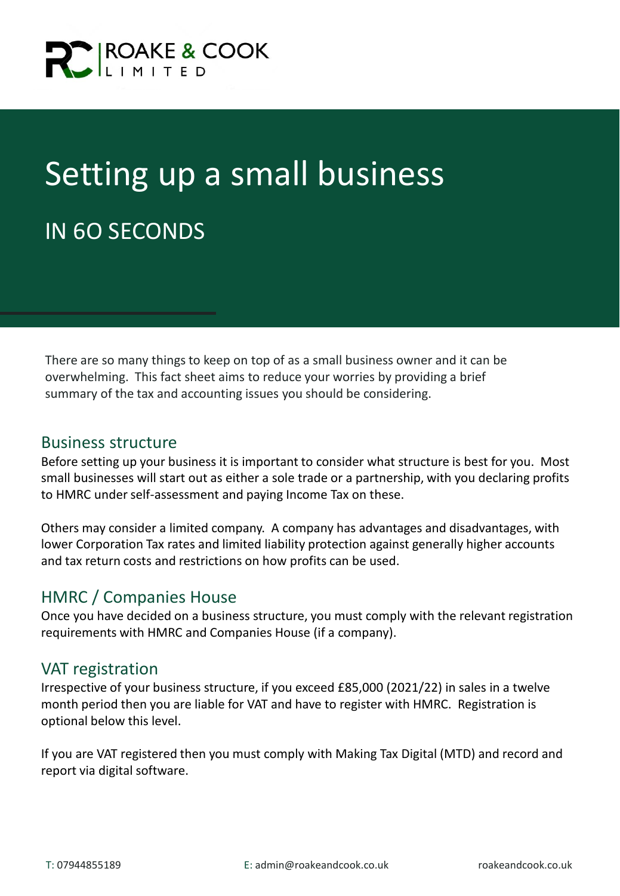ROAKE & COOK LIMITED

# Setting up a small business

## IN 60 SECONDS

There are so many things to keep on top of as a small business owner and it can be overwhelming. This fact sheet aims to reduce your worries by providing a brief summary of the tax and accounting issues you should be considering.

### Business structure

Before setting up your business it is important to consider what structure is best for you. Most small businesses will start out as either a sole trade or a partnership, with you declaring profits to HMRC under self-assessment and paying Income Tax on these.

Others may consider a limited company. A company has advantages and disadvantages, with lower Corporation Tax rates and limited liability protection against generally higher accounts and tax return costs and restrictions on how profits can be used.

### HMRC / Companies House

Once you have decided on a business structure, you must comply with the relevant registration requirements with HMRC and Companies House (if a company).

### VAT registration

Irrespective of your business structure, if you exceed £85,000 (2021/22) in sales in a twelve month period then you are liable for VAT and have to register with HMRC. Registration is optional below this level.

If you are VAT registered then you must comply with Making Tax Digital (MTD) and record and report via digital software.

T: 07944855189 E: admin@roakeandcook.co.uk roakeandcook.co.uk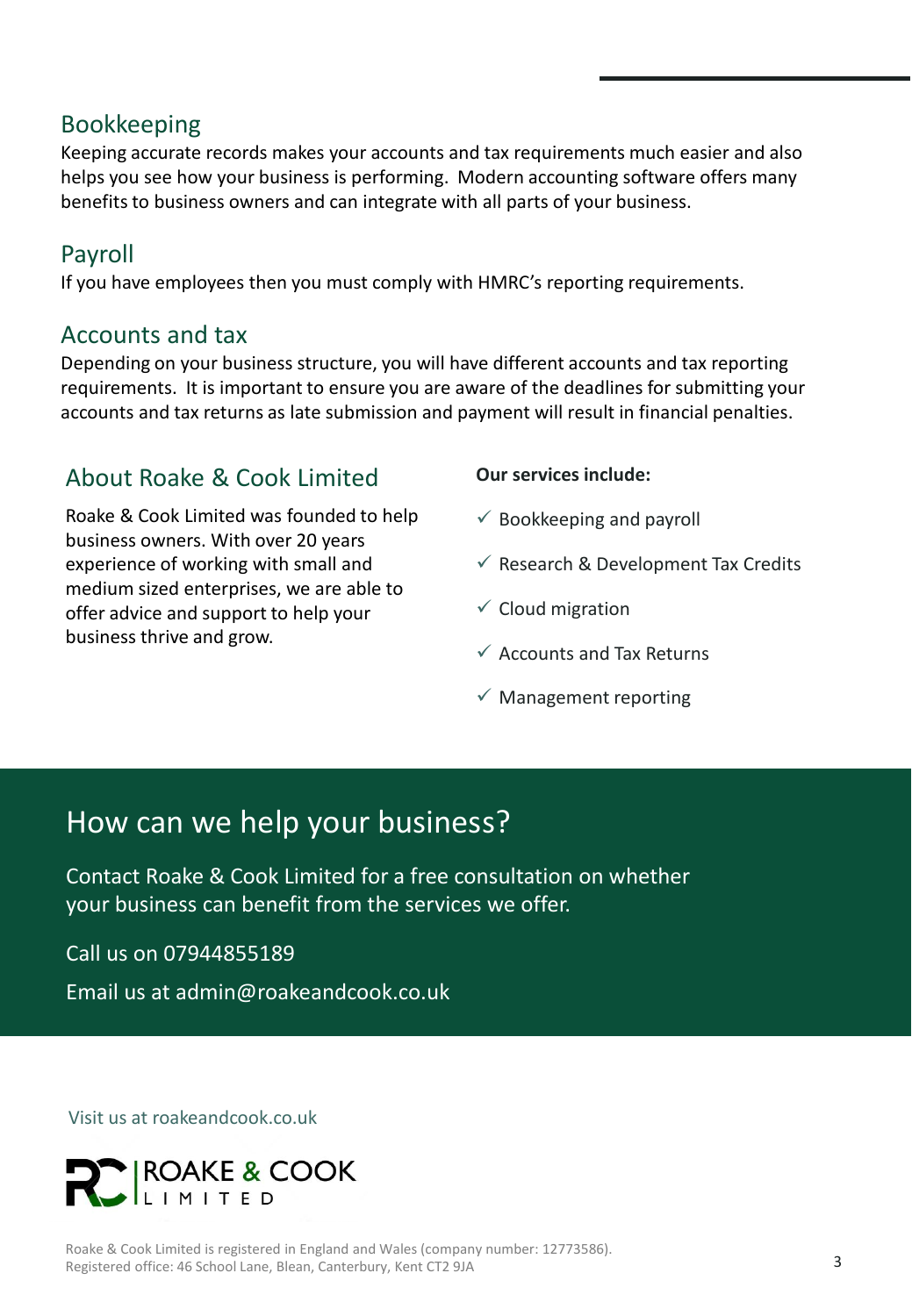## Bookkeeping

Keeping accurate records makes your accounts and tax requirements much easier and also helps you see how your business is performing. Modern accounting software offers many benefits to business owners and can integrate with all parts of your business.

## Payroll

If you have employees then you must comply with HMRC's reporting requirements.

## Accounts and tax

Depending on your business structure, you will have different accounts and tax reporting requirements. It is important to ensure you are aware of the deadlines for submitting your accounts and tax returns as late submission and payment will result in financial penalties.

## About Roake & Cook Limited

Roake & Cook Limited was founded to help business owners. With over 20 years experience of working with small and medium sized enterprises, we are able to offer advice and support to help your business thrive and grow.

**Our services include:**

- ✓ Bookkeeping and payroll
- ✓ Research & Development Tax Credits
- ✓ Cloud migration
- ✓ Accounts and Tax Returns
- ✓ Management reporting

## How can we help your business?

Contact Roake & Cook Limited for a free consultation on whether your business can benefit from the services we offer.

Call us on 07944855189

Email us at admin@roakeandcook.co.uk

Visit us at roakeandcook.co.uk

RC | ROAKE & COOK LIMITED

Roake & Cook Limited is registered in England and Wales (company number: 12773586).
Registered office: 46 School Lane, Blean, Canterbury, Kent CT2 9JA